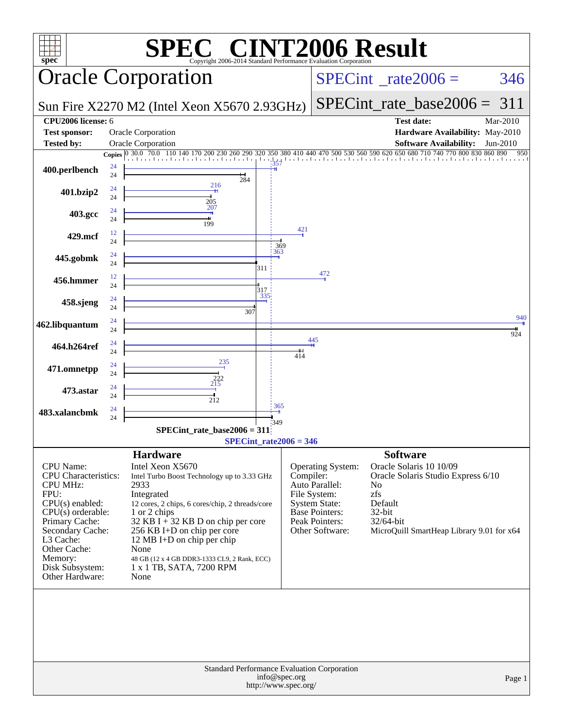# SPEC CINT2006 Result

Copyright 2006-2014 Standard Performance Evaluation Corporation

## Oracle Corporation

Sun Fire X2270 M2 (Intel Xeon X5670 2.93GHz)

SPECint_rate2006 = 346

SPECint_rate_base2006 = 311

| | | | |
|---|---|---|---|
| **CPU2006 license:** 6 | | **Test date:** | Mar-2010 |
| **Test sponsor:** | Oracle Corporation | **Hardware Availability:** | May-2010 |
| **Tested by:** | Oracle Corporation | **Software Availability:** | Jun-2010 |

| Benchmark | Copies (peak) | Copies (base) | Peak | Base |
|---|---|---|---|---|
| 400.perlbench | 24 | 24 | 357 | 284 |
| 401.bzip2 | 24 | 24 | 216 | 205 |
| 403.gcc | 24 | 24 | 207 | 199 |
| 429.mcf | 12 | 24 | 421 | 369 |
| 445.gobmk | 24 | 24 | 363 | 311 |
| 456.hmmer | 12 | 24 | 472 | 317 |
| 458.sjeng | 24 | 24 | 335 | 307 |
| 462.libquantum | 24 | 24 | 940 | 924 |
| 464.h264ref | 24 | 24 | 445 | 414 |
| 471.omnetpp | 24 | 24 | 235 | 222 |
| 473.astar | 24 | 24 | 215 | 212 |
| 483.xalancbmk | 24 | 24 | 365 | 349 |

SPECint_rate_base2006 = 311

SPECint_rate2006 = 346

## Hardware

| | |
|---|---|
| CPU Name: | Intel Xeon X5670 |
| CPU Characteristics: | Intel Turbo Boost Technology up to 3.33 GHz |
| CPU MHz: | 2933 |
| FPU: | Integrated |
| CPU(s) enabled: | 12 cores, 2 chips, 6 cores/chip, 2 threads/core |
| CPU(s) orderable: | 1 or 2 chips |
| Primary Cache: | 32 KB I + 32 KB D on chip per core |
| Secondary Cache: | 256 KB I+D on chip per core |
| L3 Cache: | 12 MB I+D on chip per chip |
| Other Cache: | None |
| Memory: | 48 GB (12 x 4 GB DDR3-1333 CL9, 2 Rank, ECC) |
| Disk Subsystem: | 1 x 1 TB, SATA, 7200 RPM |
| Other Hardware: | None |

## Software

| | |
|---|---|
| Operating System: | Oracle Solaris 10 10/09 |
| Compiler: | Oracle Solaris Studio Express 6/10 |
| Auto Parallel: | No |
| File System: | zfs |
| System State: | Default |
| Base Pointers: | 32-bit |
| Peak Pointers: | 32/64-bit |
| Other Software: | MicroQuill SmartHeap Library 9.01 for x64 |

Standard Performance Evaluation Corporation
info@spec.org
http://www.spec.org/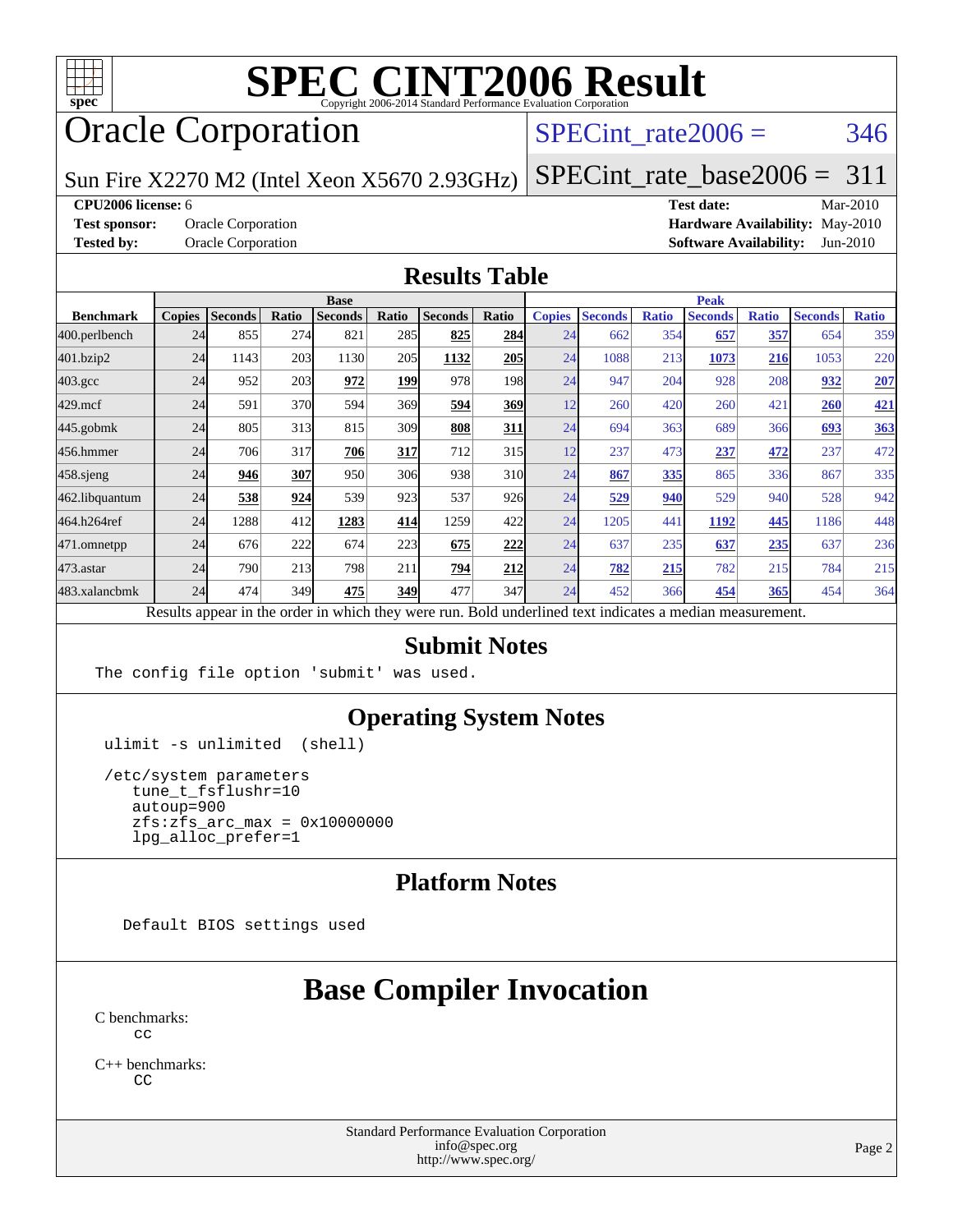# SPEC CINT2006 Result

Copyright 2006-2014 Standard Performance Evaluation Corporation

## Oracle Corporation

Sun Fire X2270 M2 (Intel Xeon X5670 2.93GHz)

SPECint_rate2006 = 346

SPECint_rate_base2006 = 311

| | | | |
|---|---|---|---|
| **CPU2006 license:** | 6 | **Test date:** | Mar-2010 |
| **Test sponsor:** | Oracle Corporation | **Hardware Availability:** | May-2010 |
| **Tested by:** | Oracle Corporation | **Software Availability:** | Jun-2010 |

## Results Table

| | Base | | | | | | | Peak | | | | | | |
|---|---|---|---|---|---|---|---|---|---|---|---|---|---|---|
| **Benchmark** | **Copies** | **Seconds** | **Ratio** | **Seconds** | **Ratio** | **Seconds** | **Ratio** | **Copies** | **Seconds** | **Ratio** | **Seconds** | **Ratio** | **Seconds** | **Ratio** |
| 400.perlbench | 24 | 855 | 274 | 821 | 285 | **825** | **284** | 24 | 662 | 354 | **657** | **357** | 654 | 359 |
| 401.bzip2 | 24 | 1143 | 203 | 1130 | 205 | **1132** | **205** | 24 | 1088 | 213 | **1073** | **216** | 1053 | 220 |
| 403.gcc | 24 | 952 | 203 | **972** | **199** | 978 | 198 | 24 | 947 | 204 | 928 | 208 | **932** | **207** |
| 429.mcf | 24 | 591 | 370 | 594 | 369 | **594** | **369** | 12 | 260 | 420 | 260 | 421 | **260** | **421** |
| 445.gobmk | 24 | 805 | 313 | 815 | 309 | **808** | **311** | 24 | 694 | 363 | 689 | 366 | **693** | **363** |
| 456.hmmer | 24 | 706 | 317 | **706** | **317** | 712 | 315 | 12 | 237 | 473 | **237** | **472** | 237 | 472 |
| 458.sjeng | 24 | **946** | **307** | 950 | 306 | 938 | 310 | 24 | **867** | **335** | 865 | 336 | 867 | 335 |
| 462.libquantum | 24 | **538** | **924** | 539 | 923 | 537 | 926 | 24 | **529** | **940** | 529 | 940 | 528 | 942 |
| 464.h264ref | 24 | 1288 | 412 | **1283** | **414** | 1259 | 422 | 24 | 1205 | 441 | **1192** | **445** | 1186 | 448 |
| 471.omnetpp | 24 | 676 | 222 | 674 | 223 | **675** | **222** | 24 | 637 | 235 | **637** | **235** | 637 | 236 |
| 473.astar | 24 | 790 | 213 | 798 | 211 | **794** | **212** | 24 | **782** | **215** | 782 | 215 | 784 | 215 |
| 483.xalancbmk | 24 | 474 | 349 | **475** | **349** | 477 | 347 | 24 | 452 | 366 | **454** | **365** | 454 | 364 |

Results appear in the order in which they were run. Bold underlined text indicates a median measurement.

## Submit Notes

```
The config file option 'submit' was used.
```

## Operating System Notes

```
ulimit -s unlimited  (shell)

/etc/system parameters
   tune_t_fsflushr=10
   autoup=900
   zfs:zfs_arc_max = 0x10000000
   lpg_alloc_prefer=1
```

## Platform Notes

```
Default BIOS settings used
```

# Base Compiler Invocation

C benchmarks:
```
cc
```

C++ benchmarks:
```
CC
```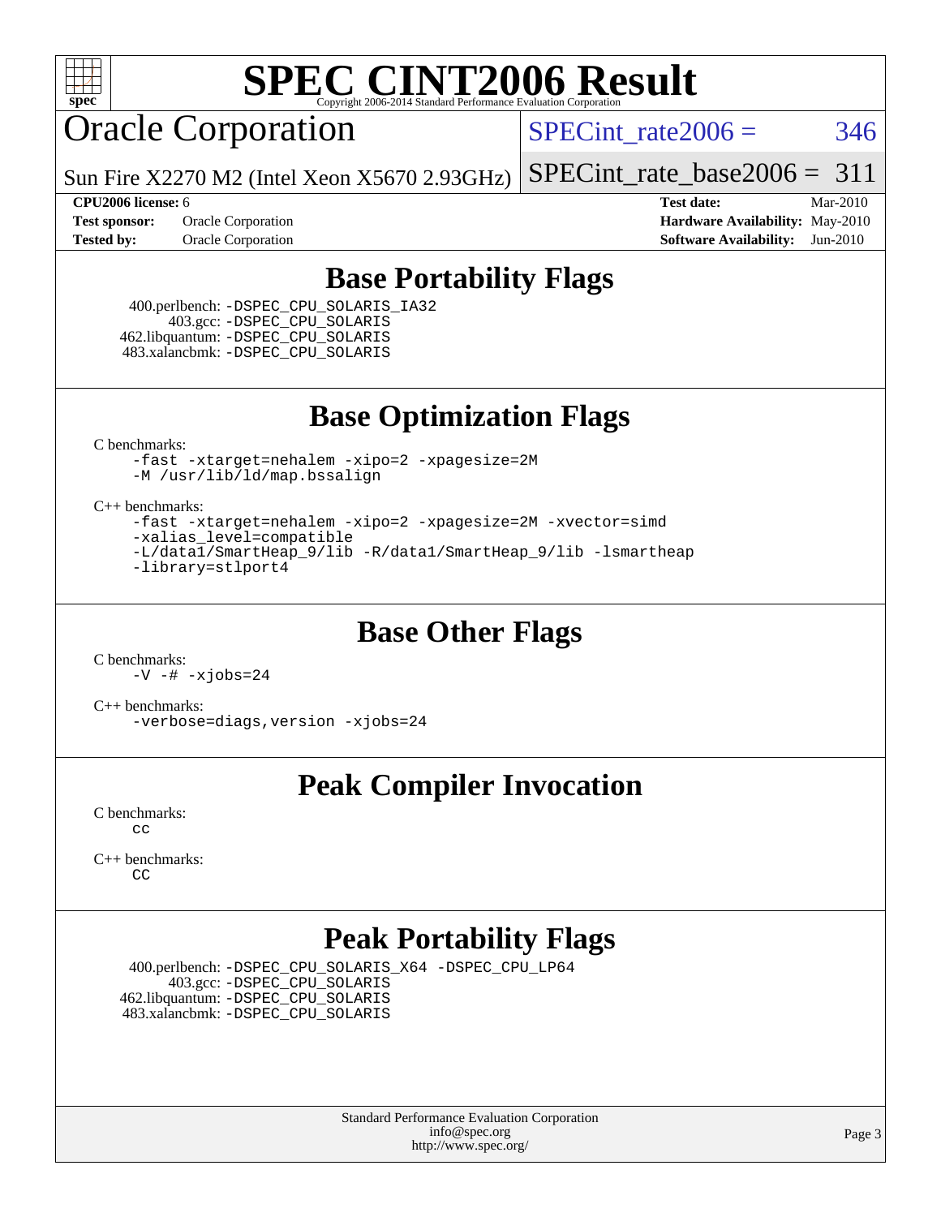# SPEC CINT2006 Result

Copyright 2006-2014 Standard Performance Evaluation Corporation

## Oracle Corporation

Sun Fire X2270 M2 (Intel Xeon X5670 2.93GHz)

SPECint_rate2006 = 346

SPECint_rate_base2006 = 311

**CPU2006 license:** 6
**Test sponsor:** Oracle Corporation
**Tested by:** Oracle Corporation

**Test date:** Mar-2010
**Hardware Availability:** May-2010
**Software Availability:** Jun-2010

## Base Portability Flags

400.perlbench: -DSPEC_CPU_SOLARIS_IA32
403.gcc: -DSPEC_CPU_SOLARIS
462.libquantum: -DSPEC_CPU_SOLARIS
483.xalancbmk: -DSPEC_CPU_SOLARIS

## Base Optimization Flags

C benchmarks:

```
-fast -xtarget=nehalem -xipo=2 -xpagesize=2M
-M /usr/lib/ld/map.bssalign
```

C++ benchmarks:

```
-fast -xtarget=nehalem -xipo=2 -xpagesize=2M -xvector=simd
-xalias_level=compatible
-L/data1/SmartHeap_9/lib -R/data1/SmartHeap_9/lib -lsmartheap
-library=stlport4
```

## Base Other Flags

C benchmarks:

```
-V -# -xjobs=24
```

C++ benchmarks:

```
-verbose=diags,version -xjobs=24
```

## Peak Compiler Invocation

C benchmarks:

```
cc
```

C++ benchmarks:

```
CC
```

## Peak Portability Flags

400.perlbench: -DSPEC_CPU_SOLARIS_X64 -DSPEC_CPU_LP64
403.gcc: -DSPEC_CPU_SOLARIS
462.libquantum: -DSPEC_CPU_SOLARIS
483.xalancbmk: -DSPEC_CPU_SOLARIS

Standard Performance Evaluation Corporation
info@spec.org
http://www.spec.org/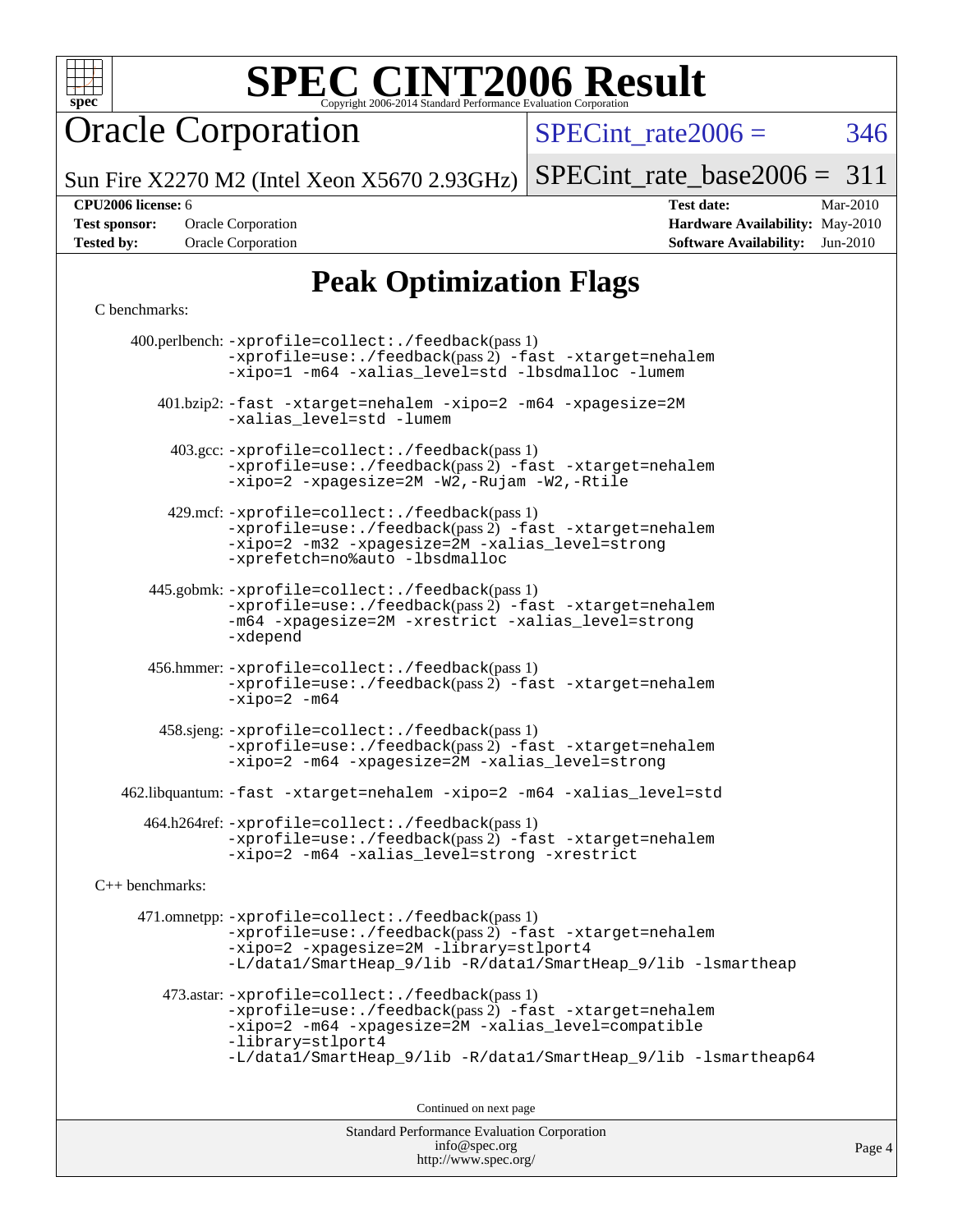# SPEC CINT2006 Result

Copyright 2006-2014 Standard Performance Evaluation Corporation

## Oracle Corporation

Sun Fire X2270 M2 (Intel Xeon X5670 2.93GHz)

SPECint_rate2006 = 346

SPECint_rate_base2006 = 311

**CPU2006 license:** 6
**Test sponsor:** Oracle Corporation
**Tested by:** Oracle Corporation

**Test date:** Mar-2010
**Hardware Availability:** May-2010
**Software Availability:** Jun-2010

## Peak Optimization Flags

C benchmarks:

400.perlbench: -xprofile=collect:./feedback(pass 1) -xprofile=use:./feedback(pass 2) -fast -xtarget=nehalem -xipo=1 -m64 -xalias_level=std -lbsdmalloc -lumem

401.bzip2: -fast -xtarget=nehalem -xipo=2 -m64 -xpagesize=2M -xalias_level=std -lumem

403.gcc: -xprofile=collect:./feedback(pass 1) -xprofile=use:./feedback(pass 2) -fast -xtarget=nehalem -xipo=2 -xpagesize=2M -W2,-Rujam -W2,-Rtile

429.mcf: -xprofile=collect:./feedback(pass 1) -xprofile=use:./feedback(pass 2) -fast -xtarget=nehalem -xipo=2 -m32 -xpagesize=2M -xalias_level=strong -xprefetch=no%auto -lbsdmalloc

445.gobmk: -xprofile=collect:./feedback(pass 1) -xprofile=use:./feedback(pass 2) -fast -xtarget=nehalem -m64 -xpagesize=2M -xrestrict -xalias_level=strong -xdepend

456.hmmer: -xprofile=collect:./feedback(pass 1) -xprofile=use:./feedback(pass 2) -fast -xtarget=nehalem -xipo=2 -m64

458.sjeng: -xprofile=collect:./feedback(pass 1) -xprofile=use:./feedback(pass 2) -fast -xtarget=nehalem -xipo=2 -m64 -xpagesize=2M -xalias_level=strong

462.libquantum: -fast -xtarget=nehalem -xipo=2 -m64 -xalias_level=std

464.h264ref: -xprofile=collect:./feedback(pass 1) -xprofile=use:./feedback(pass 2) -fast -xtarget=nehalem -xipo=2 -m64 -xalias_level=strong -xrestrict

C++ benchmarks:

471.omnetpp: -xprofile=collect:./feedback(pass 1) -xprofile=use:./feedback(pass 2) -fast -xtarget=nehalem -xipo=2 -xpagesize=2M -library=stlport4 -L/data1/SmartHeap_9/lib -R/data1/SmartHeap_9/lib -lsmartheap

473.astar: -xprofile=collect:./feedback(pass 1) -xprofile=use:./feedback(pass 2) -fast -xtarget=nehalem -xipo=2 -m64 -xpagesize=2M -xalias_level=compatible -library=stlport4 -L/data1/SmartHeap_9/lib -R/data1/SmartHeap_9/lib -lsmartheap64

Continued on next page

Standard Performance Evaluation Corporation
info@spec.org
http://www.spec.org/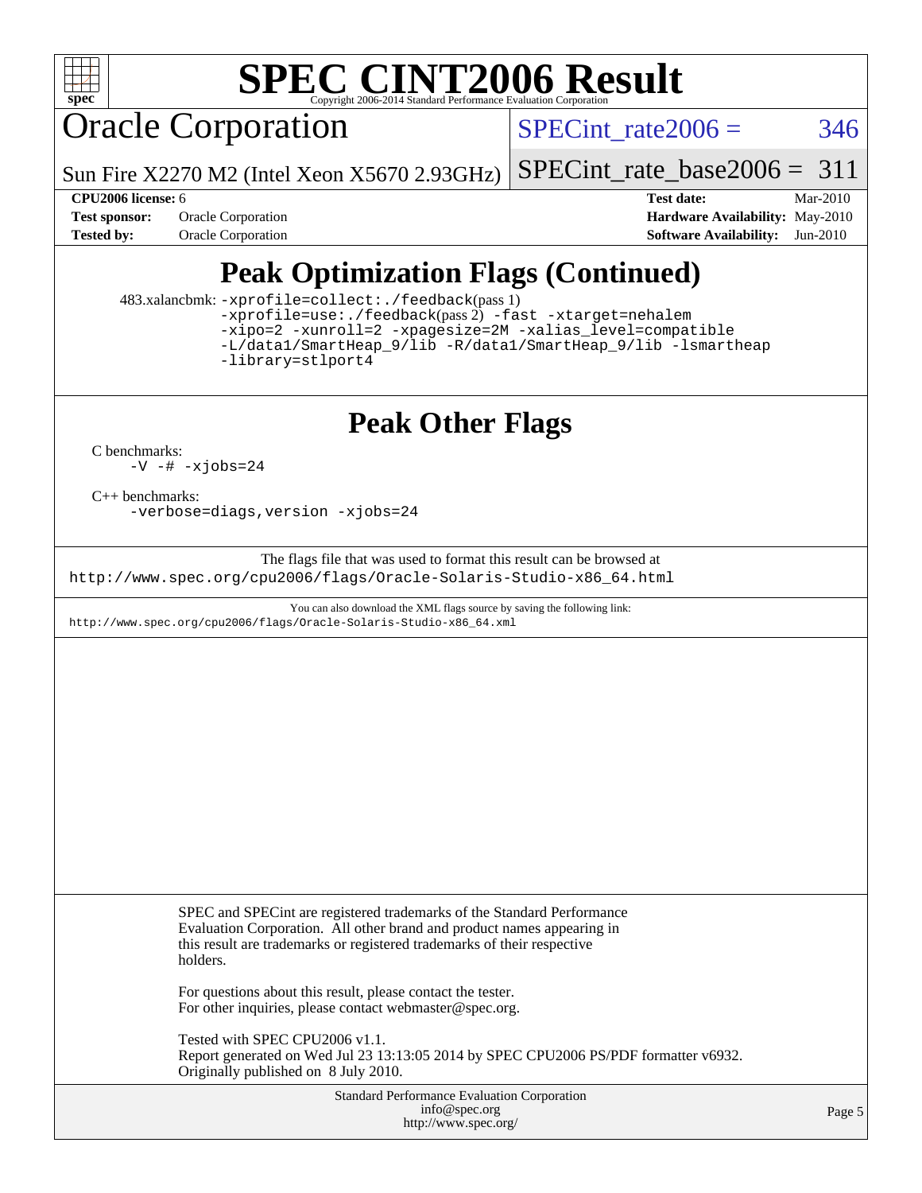# SPEC CINT2006 Result

Copyright 2006-2014 Standard Performance Evaluation Corporation

## Oracle Corporation

Sun Fire X2270 M2 (Intel Xeon X5670 2.93GHz)

SPECint_rate2006 = 346

SPECint_rate_base2006 = 311

**CPU2006 license:** 6
**Test sponsor:** Oracle Corporation
**Tested by:** Oracle Corporation

**Test date:** Mar-2010
**Hardware Availability:** May-2010
**Software Availability:** Jun-2010

## Peak Optimization Flags (Continued)

483.xalancbmk: -xprofile=collect:./feedback(pass 1)
-xprofile=use:./feedback(pass 2) -fast -xtarget=nehalem
-xipo=2 -xunroll=2 -xpagesize=2M -xalias_level=compatible
-L/data1/SmartHeap_9/lib -R/data1/SmartHeap_9/lib -lsmartheap
-library=stlport4

## Peak Other Flags

C benchmarks:
-V -# -xjobs=24

C++ benchmarks:
-verbose=diags,version -xjobs=24

The flags file that was used to format this result can be browsed at
http://www.spec.org/cpu2006/flags/Oracle-Solaris-Studio-x86_64.html

You can also download the XML flags source by saving the following link:
http://www.spec.org/cpu2006/flags/Oracle-Solaris-Studio-x86_64.xml

SPEC and SPECint are registered trademarks of the Standard Performance Evaluation Corporation. All other brand and product names appearing in this result are trademarks or registered trademarks of their respective holders.

For questions about this result, please contact the tester.
For other inquiries, please contact webmaster@spec.org.

Tested with SPEC CPU2006 v1.1.
Report generated on Wed Jul 23 13:13:05 2014 by SPEC CPU2006 PS/PDF formatter v6932.
Originally published on 8 July 2010.

Standard Performance Evaluation Corporation
info@spec.org
http://www.spec.org/